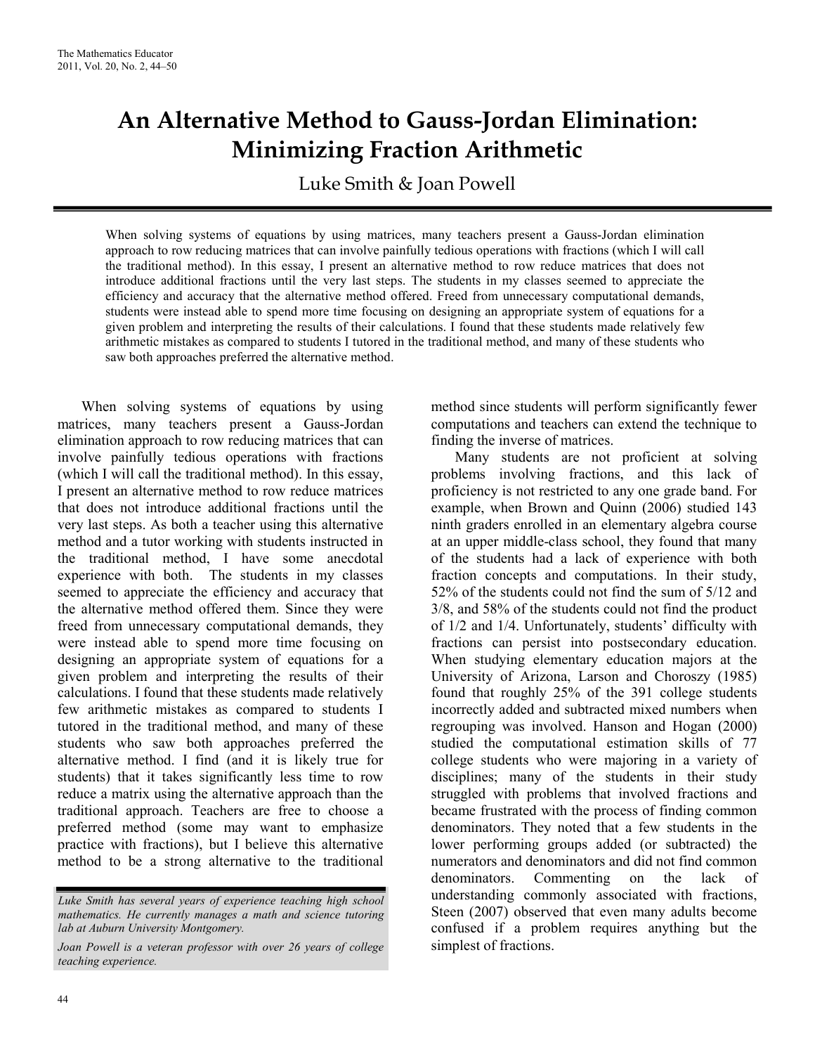# An Alternative Method to Gauss-Jordan Elimination: Minimizing Fraction Arithmetic

Luke Smith & Joan Powell

When solving systems of equations by using matrices, many teachers present a Gauss-Jordan elimination approach to row reducing matrices that can involve painfully tedious operations with fractions (which I will call the traditional method). In this essay, I present an alternative method to row reduce matrices that does not introduce additional fractions until the very last steps. The students in my classes seemed to appreciate the efficiency and accuracy that the alternative method offered. Freed from unnecessary computational demands, students were instead able to spend more time focusing on designing an appropriate system of equations for a given problem and interpreting the results of their calculations. I found that these students made relatively few arithmetic mistakes as compared to students I tutored in the traditional method, and many of these students who saw both approaches preferred the alternative method.

When solving systems of equations by using matrices, many teachers present a Gauss-Jordan elimination approach to row reducing matrices that can involve painfully tedious operations with fractions (which I will call the traditional method). In this essay, I present an alternative method to row reduce matrices that does not introduce additional fractions until the very last steps. As both a teacher using this alternative method and a tutor working with students instructed in the traditional method, I have some anecdotal experience with both. The students in my classes seemed to appreciate the efficiency and accuracy that the alternative method offered them. Since they were freed from unnecessary computational demands, they were instead able to spend more time focusing on designing an appropriate system of equations for a given problem and interpreting the results of their calculations. I found that these students made relatively few arithmetic mistakes as compared to students I tutored in the traditional method, and many of these students who saw both approaches preferred the alternative method. I find (and it is likely true for students) that it takes significantly less time to row reduce a matrix using the alternative approach than the traditional approach. Teachers are free to choose a preferred method (some may want to emphasize practice with fractions), but I believe this alternative method to be a strong alternative to the traditional method since students will perform significantly fewer computations and teachers can extend the technique to finding the inverse of matrices.

Many students are not proficient at solving problems involving fractions, and this lack of proficiency is not restricted to any one grade band. For example, when Brown and Quinn (2006) studied 143 ninth graders enrolled in an elementary algebra course at an upper middle-class school, they found that many of the students had a lack of experience with both fraction concepts and computations. In their study, 52% of the students could not find the sum of 5/12 and 3/8, and 58% of the students could not find the product of 1/2 and 1/4. Unfortunately, students' difficulty with fractions can persist into postsecondary education. When studying elementary education majors at the University of Arizona, Larson and Choroszy (1985) found that roughly 25% of the 391 college students incorrectly added and subtracted mixed numbers when regrouping was involved. Hanson and Hogan (2000) studied the computational estimation skills of 77 college students who were majoring in a variety of disciplines; many of the students in their study struggled with problems that involved fractions and became frustrated with the process of finding common denominators. They noted that a few students in the lower performing groups added (or subtracted) the numerators and denominators and did not find common denominators. Commenting on the lack of understanding commonly associated with fractions, Steen (2007) observed that even many adults become confused if a problem requires anything but the simplest of fractions.

*Luke Smith has several years of experience teaching high school mathematics. He currently manages a math and science tutoring lab at Auburn University Montgomery.*

*Joan Powell is a veteran professor with over 26 years of college teaching experience.*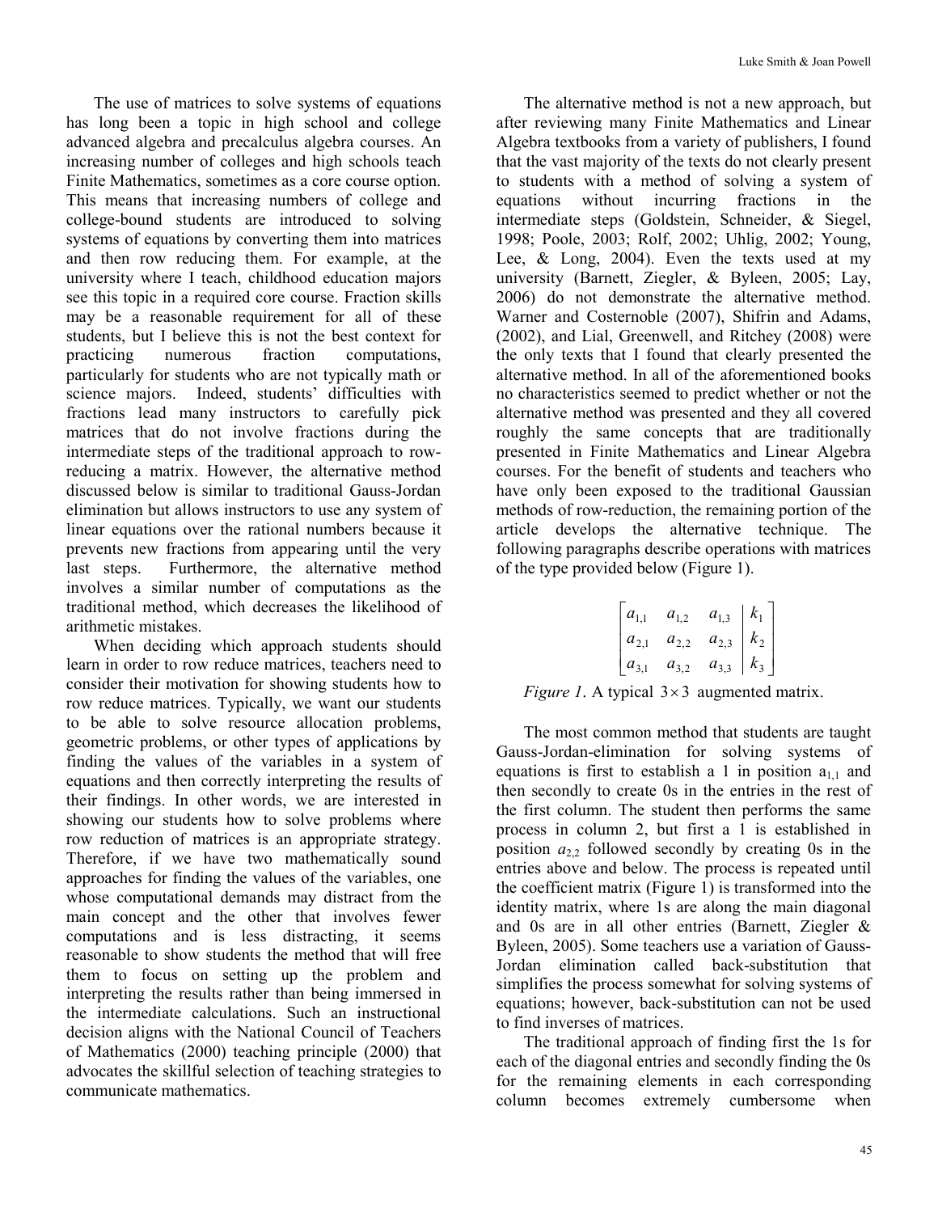The use of matrices to solve systems of equations has long been a topic in high school and college advanced algebra and precalculus algebra courses. An increasing number of colleges and high schools teach Finite Mathematics, sometimes as a core course option. This means that increasing numbers of college and college-bound students are introduced to solving systems of equations by converting them into matrices and then row reducing them. For example, at the university where I teach, childhood education majors see this topic in a required core course. Fraction skills may be a reasonable requirement for all of these students, but I believe this is not the best context for practicing numerous fraction computations, particularly for students who are not typically math or science majors. Indeed, students' difficulties with fractions lead many instructors to carefully pick matrices that do not involve fractions during the intermediate steps of the traditional approach to row-reducing a matrix. However, the alternative method discussed below is similar to traditional Gauss-Jordan elimination but allows instructors to use any system of linear equations over the rational numbers because it prevents new fractions from appearing until the very last steps. Furthermore, the alternative method involves a similar number of computations as the traditional method, which decreases the likelihood of arithmetic mistakes.

When deciding which approach students should learn in order to row reduce matrices, teachers need to consider their motivation for showing students how to row reduce matrices. Typically, we want our students to be able to solve resource allocation problems, geometric problems, or other types of applications by finding the values of the variables in a system of equations and then correctly interpreting the results of their findings. In other words, we are interested in showing our students how to solve problems where row reduction of matrices is an appropriate strategy. Therefore, if we have two mathematically sound approaches for finding the values of the variables, one whose computational demands may distract from the main concept and the other that involves fewer computations and is less distracting, it seems reasonable to show students the method that will free them to focus on setting up the problem and interpreting the results rather than being immersed in the intermediate calculations. Such an instructional decision aligns with the National Council of Teachers of Mathematics (2000) teaching principle (2000) that advocates the skillful selection of teaching strategies to communicate mathematics.

The alternative method is not a new approach, but after reviewing many Finite Mathematics and Linear Algebra textbooks from a variety of publishers, I found that the vast majority of the texts do not clearly present to students with a method of solving a system of equations without incurring fractions in the intermediate steps (Goldstein, Schneider, & Siegel, 1998; Poole, 2003; Rolf, 2002; Uhlig, 2002; Young, Lee, & Long, 2004). Even the texts used at my university (Barnett, Ziegler, & Byleen, 2005; Lay, 2006) do not demonstrate the alternative method. Warner and Costernoble (2007), Shifrin and Adams, (2002), and Lial, Greenwell, and Ritchey (2008) were the only texts that I found that clearly presented the alternative method. In all of the aforementioned books no characteristics seemed to predict whether or not the alternative method was presented and they all covered roughly the same concepts that are traditionally presented in Finite Mathematics and Linear Algebra courses. For the benefit of students and teachers who have only been exposed to the traditional Gaussian methods of row-reduction, the remaining portion of the article develops the alternative technique. The following paragraphs describe operations with matrices of the type provided below (Figure 1).

$$\left[\begin{array}{ccc|c} a_{1,1} & a_{1,2} & a_{1,3} & k_1 \\ a_{2,1} & a_{2,2} & a_{2,3} & k_2 \\ a_{3,1} & a_{3,2} & a_{3,3} & k_3 \end{array}\right]$$

*Figure 1*. A typical $3 \times 3$ augmented matrix.

The most common method that students are taught Gauss-Jordan-elimination for solving systems of equations is first to establish a 1 in position $a_{1,1}$ and then secondly to create 0s in the entries in the rest of the first column. The student then performs the same process in column 2, but first a 1 is established in position $a_{2,2}$ followed secondly by creating 0s in the entries above and below. The process is repeated until the coefficient matrix (Figure 1) is transformed into the identity matrix, where 1s are along the main diagonal and 0s are in all other entries (Barnett, Ziegler & Byleen, 2005). Some teachers use a variation of Gauss-Jordan elimination called back-substitution that simplifies the process somewhat for solving systems of equations; however, back-substitution can not be used to find inverses of matrices.

The traditional approach of finding first the 1s for each of the diagonal entries and secondly finding the 0s for the remaining elements in each corresponding column becomes extremely cumbersome when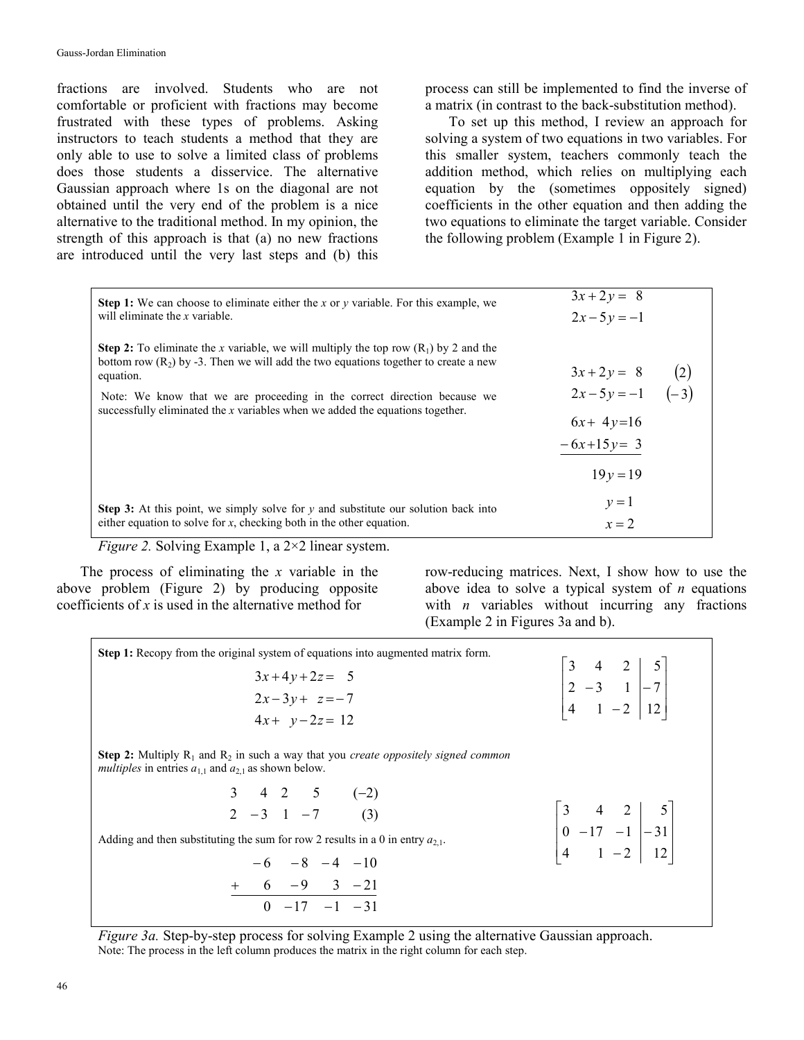fractions are involved. Students who are not comfortable or proficient with fractions may become frustrated with these types of problems. Asking instructors to teach students a method that they are only able to use to solve a limited class of problems does those students a disservice. The alternative Gaussian approach where 1s on the diagonal are not obtained until the very end of the problem is a nice alternative to the traditional method. In my opinion, the strength of this approach is that (a) no new fractions are introduced until the very last steps and (b) this process can still be implemented to find the inverse of a matrix (in contrast to the back-substitution method).

To set up this method, I review an approach for solving a system of two equations in two variables. For this smaller system, teachers commonly teach the addition method, which relies on multiplying each equation by the (sometimes oppositely signed) coefficients in the other equation and then adding the two equations to eliminate the target variable. Consider the following problem (Example 1 in Figure 2).

| | |
|---|---|
| **Step 1:** We can choose to eliminate either the $x$ or $y$ variable. For this example, we will eliminate the $x$ variable. | $3x + 2y = 8$ <br> $2x - 5y = -1$ |
| **Step 2:** To eliminate the $x$ variable, we will multiply the top row ($R_1$) by 2 and the bottom row ($R_2$) by -3. Then we will add the two equations together to create a new equation. <br><br> Note: We know that we are proceeding in the correct direction because we successfully eliminated the $x$ variables when we added the equations together. | $3x + 2y = 8 \quad (2)$ <br> $2x - 5y = -1 \quad (-3)$ <br> $6x + 4y = 16$ <br> $-6x + 15y = 3$ <br> $19y = 19$ |
| **Step 3:** At this point, we simply solve for $y$ and substitute our solution back into either equation to solve for $x$, checking both in the other equation. | $y = 1$ <br> $x = 2$ |

*Figure 2.* Solving Example 1, a 2×2 linear system.

The process of eliminating the $x$ variable in the above problem (Figure 2) by producing opposite coefficients of $x$ is used in the alternative method for row-reducing matrices. Next, I show how to use the above idea to solve a typical system of $n$ equations with $n$ variables without incurring any fractions (Example 2 in Figures 3a and b).

**Step 1:** Recopy from the original system of equations into augmented matrix form.

$$\begin{aligned} 3x + 4y + 2z &= 5 \\ 2x - 3y + z &= -7 \\ 4x + y - 2z &= 12 \end{aligned} \qquad \left[\begin{array}{ccc|c} 3 & 4 & 2 & 5 \\ 2 & -3 & 1 & -7 \\ 4 & 1 & -2 & 12 \end{array}\right]$$

**Step 2:** Multiply $R_1$ and $R_2$ in such a way that you *create oppositely signed common multiples* in entries $a_{1,1}$ and $a_{2,1}$ as shown below.

$$\begin{array}{ccccc} 3 & 4 & 2 & 5 & (-2) \\ 2 & -3 & 1 & -7 & (3) \end{array}$$

Adding and then substituting the sum for row 2 results in a 0 in entry $a_{2,1}$.

$$\begin{array}{rrrrr} & -6 & -8 & -4 & -10 \\ + & 6 & -9 & 3 & -21 \\ \hline & 0 & -17 & -1 & -31 \end{array} \qquad \left[\begin{array}{ccc|c} 3 & 4 & 2 & 5 \\ 0 & -17 & -1 & -31 \\ 4 & 1 & -2 & 12 \end{array}\right]$$

*Figure 3a.* Step-by-step process for solving Example 2 using the alternative Gaussian approach.
Note: The process in the left column produces the matrix in the right column for each step.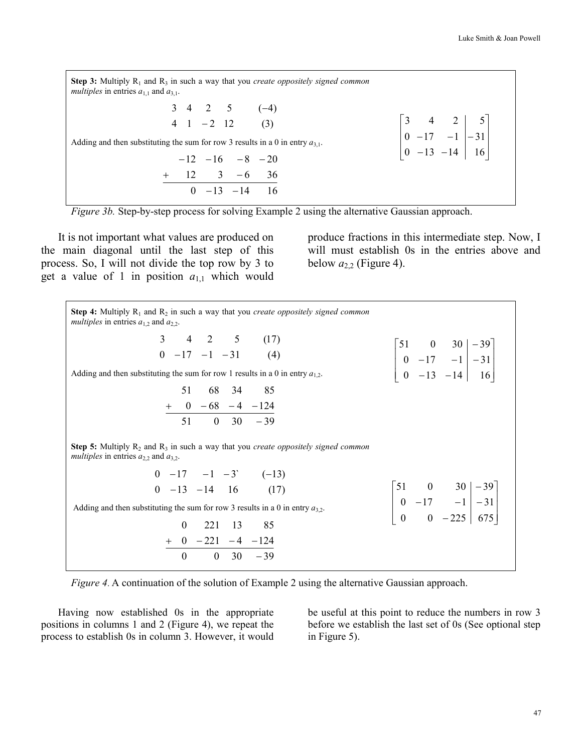**Step 3:** Multiply $R_1$ and $R_3$ in such a way that you *create oppositely signed common multiples* in entries $a_{1,1}$ and $a_{3,1}$.

$$\begin{array}{rrrrr} 3 & 4 & 2 & 5 & (-4) \\ 4 & 1 & -2 & 12 & (3) \end{array}$$

Adding and then substituting the sum for row 3 results in a 0 in entry $a_{3,1}$.

$$\begin{array}{rrrrr} & -12 & -16 & -8 & -20 \\ + & 12 & 3 & -6 & 36 \\ \hline & 0 & -13 & -14 & 16 \end{array}$$

$$\left[\begin{array}{rrr|r} 3 & 4 & 2 & 5 \\ 0 & -17 & -1 & -31 \\ 0 & -13 & -14 & 16 \end{array}\right]$$

*Figure 3b.* Step-by-step process for solving Example 2 using the alternative Gaussian approach.

It is not important what values are produced on the main diagonal until the last step of this process. So, I will not divide the top row by 3 to get a value of 1 in position $a_{1,1}$ which would produce fractions in this intermediate step. Now, I will must establish 0s in the entries above and below $a_{2,2}$ (Figure 4).

**Step 4:** Multiply $R_1$ and $R_2$ in such a way that you *create oppositely signed common multiples* in entries $a_{1,2}$ and $a_{2,2}$.

$$\begin{array}{rrrrr} 3 & 4 & 2 & 5 & (17) \\ 0 & -17 & -1 & -31 & (4) \end{array}$$

Adding and then substituting the sum for row 1 results in a 0 in entry $a_{1,2}$.

$$\begin{array}{rrrrr} & 51 & 68 & 34 & 85 \\ + & 0 & -68 & -4 & -124 \\ \hline & 51 & 0 & 30 & -39 \end{array}$$

$$\left[\begin{array}{rrr|r} 51 & 0 & 30 & -39 \\ 0 & -17 & -1 & -31 \\ 0 & -13 & -14 & 16 \end{array}\right]$$

**Step 5:** Multiply $R_2$ and $R_3$ in such a way that you *create oppositely signed common multiples* in entries $a_{2,2}$ and $a_{3,2}$.

$$\begin{array}{rrrrr} 0 & -17 & -1 & -3` & (-13) \\ 0 & -13 & -14 & 16 & (17) \end{array}$$

Adding and then substituting the sum for row 3 results in a 0 in entry $a_{3,2}$.

$$\begin{array}{rrrrr} & 0 & 221 & 13 & 85 \\ + & 0 & -221 & -4 & -124 \\ \hline & 0 & 0 & 30 & -39 \end{array}$$

$$\left[\begin{array}{rrr|r} 51 & 0 & 30 & -39 \\ 0 & -17 & -1 & -31 \\ 0 & 0 & -225 & 675 \end{array}\right]$$

*Figure 4.* A continuation of the solution of Example 2 using the alternative Gaussian approach.

Having now established 0s in the appropriate positions in columns 1 and 2 (Figure 4), we repeat the process to establish 0s in column 3. However, it would be useful at this point to reduce the numbers in row 3 before we establish the last set of 0s (See optional step in Figure 5).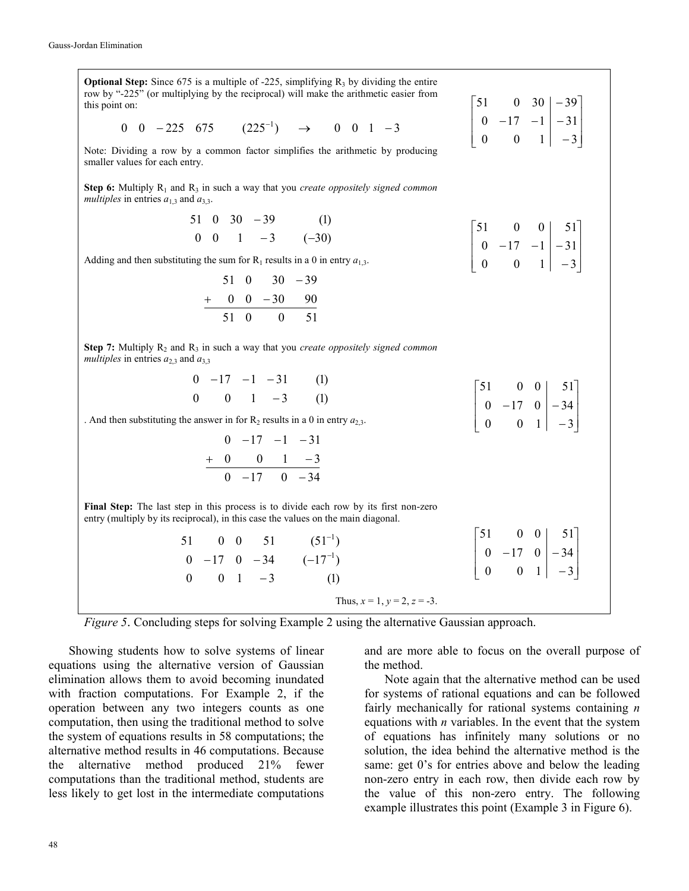**Optional Step:** Since 675 is a multiple of -225, simplifying $R_3$ by dividing the entire row by "-225" (or multiplying by the reciprocal) will make the arithmetic easier from this point on:

$$0 \quad 0 \quad -225 \quad 675 \qquad (225^{-1}) \quad \rightarrow \quad 0 \quad 0 \quad 1 \quad -3$$

Note: Dividing a row by a common factor simplifies the arithmetic by producing smaller values for each entry.

$$\left[\begin{array}{ccc|c} 51 & 0 & 30 & -39 \\ 0 & -17 & -1 & -31 \\ 0 & 0 & 1 & -3 \end{array}\right]$$

**Step 6:** Multiply $R_1$ and $R_3$ in such a way that you *create oppositely signed common multiples* in entries $a_{1,3}$ and $a_{3,3}$.

$$\begin{array}{cccccc} 51 & 0 & 30 & -39 & & (1) \\ 0 & 0 & 1 & -3 & & (-30) \end{array}$$

Adding and then substituting the sum for $R_1$ results in a 0 in entry $a_{1,3}$.

$$\begin{array}{ccccc} & 51 & 0 & 30 & -39 \\ + & 0 & 0 & -30 & 90 \\ \hline & 51 & 0 & 0 & 51 \end{array}$$

$$\left[\begin{array}{ccc|c} 51 & 0 & 0 & 51 \\ 0 & -17 & -1 & -31 \\ 0 & 0 & 1 & -3 \end{array}\right]$$

**Step 7:** Multiply $R_2$ and $R_3$ in such a way that you *create oppositely signed common multiples* in entries $a_{2,3}$ and $a_{3,3}$

$$\begin{array}{cccccc} 0 & -17 & -1 & -31 & & (1) \\ 0 & 0 & 1 & -3 & & (1) \end{array}$$

. And then substituting the answer in for $R_2$ results in a 0 in entry $a_{2,3}$.

$$\begin{array}{ccccc} & 0 & -17 & -1 & -31 \\ + & 0 & 0 & 1 & -3 \\ \hline & 0 & -17 & 0 & -34 \end{array}$$

$$\left[\begin{array}{ccc|c} 51 & 0 & 0 & 51 \\ 0 & -17 & 0 & -34 \\ 0 & 0 & 1 & -3 \end{array}\right]$$

**Final Step:** The last step in this process is to divide each row by its first non-zero entry (multiply by its reciprocal), in this case the values on the main diagonal.

$$\begin{array}{cccccc} 51 & 0 & 0 & 51 & & (51^{-1}) \\ 0 & -17 & 0 & -34 & & (-17^{-1}) \\ 0 & 0 & 1 & -3 & & (1) \end{array}$$

$$\left[\begin{array}{ccc|c} 51 & 0 & 0 & 51 \\ 0 & -17 & 0 & -34 \\ 0 & 0 & 1 & -3 \end{array}\right]$$

Thus, $x = 1$, $y = 2$, $z = -3$.

*Figure 5*. Concluding steps for solving Example 2 using the alternative Gaussian approach.

Showing students how to solve systems of linear equations using the alternative version of Gaussian elimination allows them to avoid becoming inundated with fraction computations. For Example 2, if the operation between any two integers counts as one computation, then using the traditional method to solve the system of equations results in 58 computations; the alternative method results in 46 computations. Because the alternative method produced 21% fewer computations than the traditional method, students are less likely to get lost in the intermediate computations and are more able to focus on the overall purpose of the method.

Note again that the alternative method can be used for systems of rational equations and can be followed fairly mechanically for rational systems containing *n* equations with *n* variables. In the event that the system of equations has infinitely many solutions or no solution, the idea behind the alternative method is the same: get 0's for entries above and below the leading non-zero entry in each row, then divide each row by the value of this non-zero entry. The following example illustrates this point (Example 3 in Figure 6).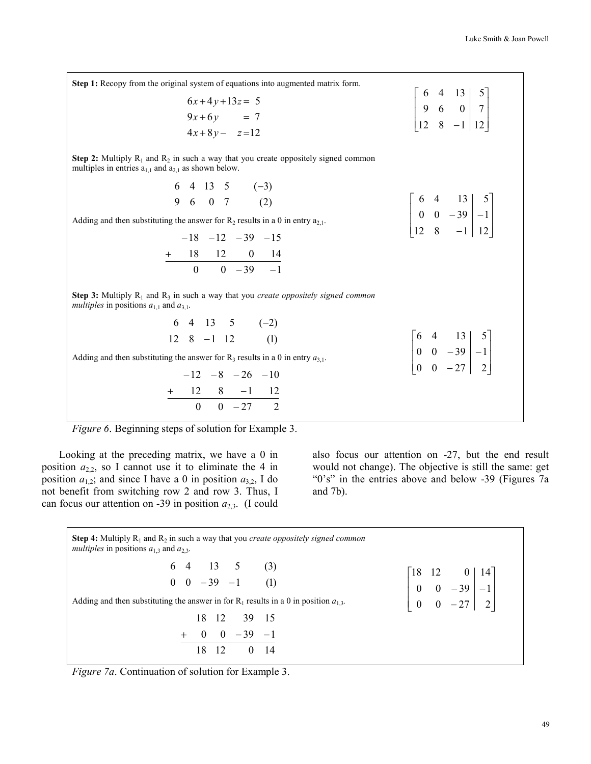**Step 1:** Recopy from the original system of equations into augmented matrix form.

$$\begin{aligned} 6x+4y+13z &= 5 \\ 9x+6y \quad\quad &= 7 \\ 4x+8y-\quad z &= 12 \end{aligned}$$

$$\left[\begin{array}{ccc|c} 6 & 4 & 13 & 5 \\ 9 & 6 & 0 & 7 \\ 12 & 8 & -1 & 12 \end{array}\right]$$

**Step 2:** Multiply $R_1$ and $R_2$ in such a way that you create oppositely signed common multiples in entries $a_{1,1}$ and $a_{2,1}$ as shown below.

$$\begin{array}{cccccc} 6 & 4 & 13 & 5 & & (-3) \\ 9 & 6 & 0 & 7 & & (2) \end{array}$$

Adding and then substituting the answer for $R_2$ results in a 0 in entry $a_{2,1}$.

$$\begin{array}{rrrrr} & -18 & -12 & -39 & -15 \\ + & 18 & 12 & 0 & 14 \\ \hline & 0 & 0 & -39 & -1 \end{array}$$

$$\left[\begin{array}{ccc|c} 6 & 4 & 13 & 5 \\ 0 & 0 & -39 & -1 \\ 12 & 8 & -1 & 12 \end{array}\right]$$

**Step 3:** Multiply $R_1$ and $R_3$ in such a way that you *create oppositely signed common multiples* in positions $a_{1,1}$ and $a_{3,1}$.

$$\begin{array}{cccccc} 6 & 4 & 13 & 5 & & (-2) \\ 12 & 8 & -1 & 12 & & (1) \end{array}$$

Adding and then substituting the answer for $R_3$ results in a 0 in entry $a_{3,1}$.

$$\begin{array}{rrrrr} & -12 & -8 & -26 & -10 \\ + & 12 & 8 & -1 & 12 \\ \hline & 0 & 0 & -27 & 2 \end{array}$$

$$\left[\begin{array}{ccc|c} 6 & 4 & 13 & 5 \\ 0 & 0 & -39 & -1 \\ 0 & 0 & -27 & 2 \end{array}\right]$$

*Figure 6*. Beginning steps of solution for Example 3.

Looking at the preceding matrix, we have a 0 in position $a_{2,2}$, so I cannot use it to eliminate the 4 in position $a_{1,2}$; and since I have a 0 in position $a_{3,2}$, I do not benefit from switching row 2 and row 3. Thus, I can focus our attention on -39 in position $a_{2,3}$. (I could also focus our attention on -27, but the end result would not change). The objective is still the same: get "0's" in the entries above and below -39 (Figures 7a and 7b).

**Step 4:** Multiply $R_1$ and $R_2$ in such a way that you *create oppositely signed common multiples* in positions $a_{1,3}$ and $a_{2,3}$.

$$\begin{array}{cccccc} 6 & 4 & 13 & 5 & & (3) \\ 0 & 0 & -39 & -1 & & (1) \end{array}$$

Adding and then substituting the answer in for $R_1$ results in a 0 in position $a_{1,3}$.

$$\begin{array}{rrrrr} & 18 & 12 & 39 & 15 \\ + & 0 & 0 & -39 & -1 \\ \hline & 18 & 12 & 0 & 14 \end{array}$$

$$\left[\begin{array}{ccc|c} 18 & 12 & 0 & 14 \\ 0 & 0 & -39 & -1 \\ 0 & 0 & -27 & 2 \end{array}\right]$$

*Figure 7a*. Continuation of solution for Example 3.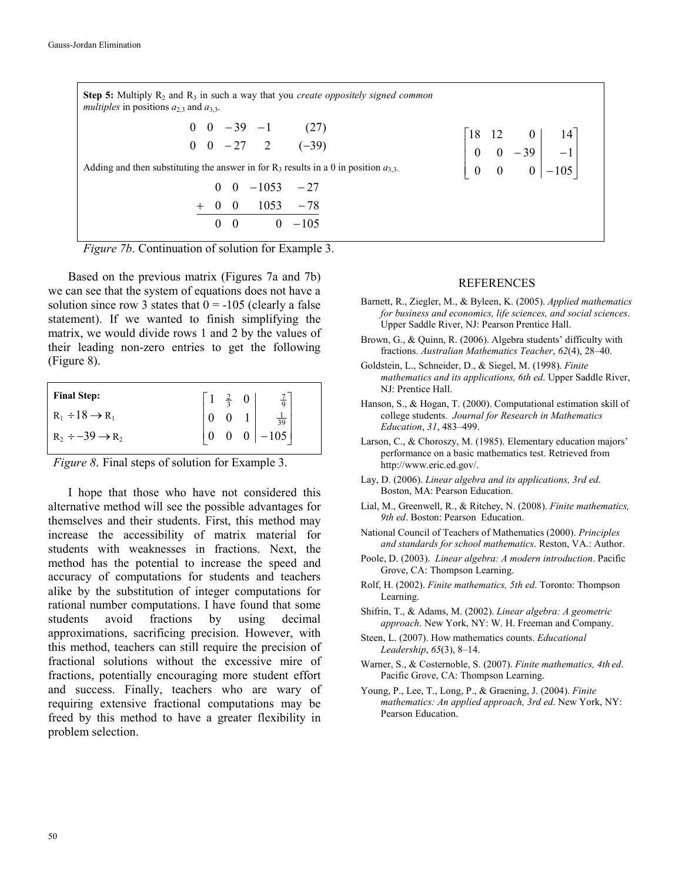**Step 5:** Multiply $R_2$ and $R_3$ in such a way that you *create oppositely signed common multiples* in positions $a_{2,3}$ and $a_{3,3}$.

$$\begin{matrix} 0 & 0 & -39 & -1 & \quad (27) \\ 0 & 0 & -27 & 2 & \quad (-39) \end{matrix}$$

Adding and then substituting the answer in for $R_3$ results in a 0 in position $a_{3,3}$.

$$\begin{array}{rrrr} 0 & 0 & -1053 & -27 \\ + \quad 0 & 0 & 1053 & -78 \\ \hline 0 & 0 & 0 & -105 \end{array}$$

$$\left[\begin{array}{rrr|r} 18 & 12 & 0 & 14 \\ 0 & 0 & -39 & -1 \\ 0 & 0 & 0 & -105 \end{array}\right]$$

*Figure 7b*. Continuation of solution for Example 3.

Based on the previous matrix (Figures 7a and 7b) we can see that the system of equations does not have a solution since row 3 states that 0 = -105 (clearly a false statement). If we wanted to finish simplifying the matrix, we would divide rows 1 and 2 by the values of their leading non-zero entries to get the following (Figure 8).

**Final Step:**

$R_1 \div 18 \rightarrow R_1$

$R_2 \div -39 \rightarrow R_2$

$$\left[\begin{array}{rrr|r} 1 & \frac{2}{3} & 0 & \frac{7}{9} \\ 0 & 0 & 1 & \frac{1}{39} \\ 0 & 0 & 0 & -105 \end{array}\right]$$

*Figure 8*. Final steps of solution for Example 3.

I hope that those who have not considered this alternative method will see the possible advantages for themselves and their students. First, this method may increase the accessibility of matrix material for students with weaknesses in fractions. Next, the method has the potential to increase the speed and accuracy of computations for students and teachers alike by the substitution of integer computations for rational number computations. I have found that some students avoid fractions by using decimal approximations, sacrificing precision. However, with this method, teachers can still require the precision of fractional solutions without the excessive mire of fractions, potentially encouraging more student effort and success. Finally, teachers who are wary of requiring extensive fractional computations may be freed by this method to have a greater flexibility in problem selection.

## REFERENCES

Barnett, R., Ziegler, M., & Byleen, K. (2005). *Applied mathematics for business and economics, life sciences, and social sciences*. Upper Saddle River, NJ: Pearson Prentice Hall.

Brown, G., & Quinn, R. (2006). Algebra students' difficulty with fractions. *Australian Mathematics Teacher*, *62*(4), 28–40.

Goldstein, L., Schneider, D., & Siegel, M. (1998). *Finite mathematics and its applications, 6th ed*. Upper Saddle River, NJ: Prentice Hall.

Hanson, S., & Hogan, T. (2000). Computational estimation skill of college students. *Journal for Research in Mathematics Education*, *31*, 483–499.

Larson, C., & Choroszy, M. (1985). Elementary education majors' performance on a basic mathematics test. Retrieved from http://www.eric.ed.gov/.

Lay, D. (2006). *Linear algebra and its applications, 3rd ed*. Boston, MA: Pearson Education.

Lial, M., Greenwell, R., & Ritchey, N. (2008). *Finite mathematics, 9th ed*. Boston: Pearson Education.

National Council of Teachers of Mathematics (2000). *Principles and standards for school mathematics*. Reston, VA.: Author.

Poole, D. (2003). *Linear algebra: A modern introduction*. Pacific Grove, CA: Thompson Learning.

Rolf, H. (2002). *Finite mathematics, 5th ed*. Toronto: Thompson Learning.

Shifrin, T., & Adams, M. (2002). *Linear algebra: A geometric approach*. New York, NY: W. H. Freeman and Company.

Steen, L. (2007). How mathematics counts. *Educational Leadership*, *65*(3), 8–14.

Warner, S., & Costernoble, S. (2007). *Finite mathematics, 4th ed*. Pacific Grove, CA: Thompson Learning.

Young, P., Lee, T., Long, P., & Graening, J. (2004). *Finite mathematics: An applied approach, 3rd ed*. New York, NY: Pearson Education.